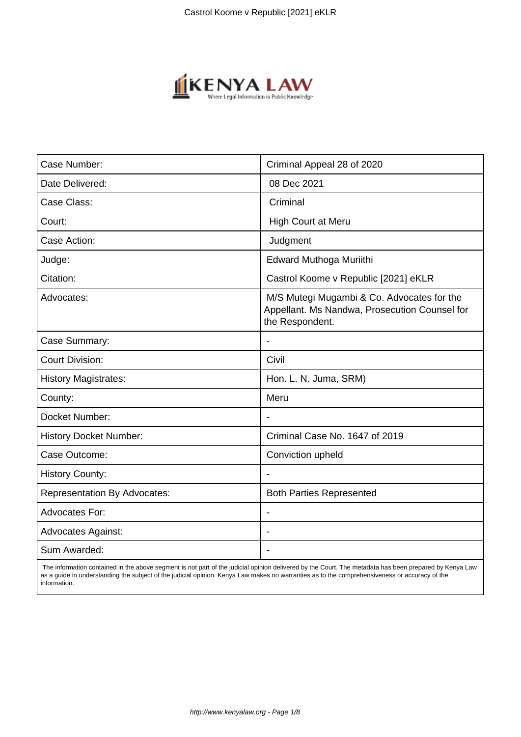| Case Number: | Criminal Appeal 28 of 2020 |
| --- | --- |
| Date Delivered: | 08 Dec 2021 |
| Case Class: | Criminal |
| Court: | High Court at Meru |
| Case Action: | Judgment |
| Judge: | Edward Muthoga Muriithi |
| Citation: | Castrol Koome v Republic [2021] eKLR |
| Advocates: | M/S Mutegi Mugambi & Co. Advocates for the Appellant. Ms Nandwa, Prosecution Counsel for the Respondent. |
| Case Summary: | - |
| Court Division: | Civil |
| History Magistrates: | Hon. L. N. Juma, SRM) |
| County: | Meru |
| Docket Number: | - |
| History Docket Number: | Criminal Case No. 1647 of 2019 |
| Case Outcome: | Conviction upheld |
| History County: | - |
| Representation By Advocates: | Both Parties Represented |
| Advocates For: | - |
| Advocates Against: | - |
| Sum Awarded: | - |

The information contained in the above segment is not part of the judicial opinion delivered by the Court. The metadata has been prepared by Kenya Law as a guide in understanding the subject of the judicial opinion. Kenya Law makes no warranties as to the comprehensiveness or accuracy of the information.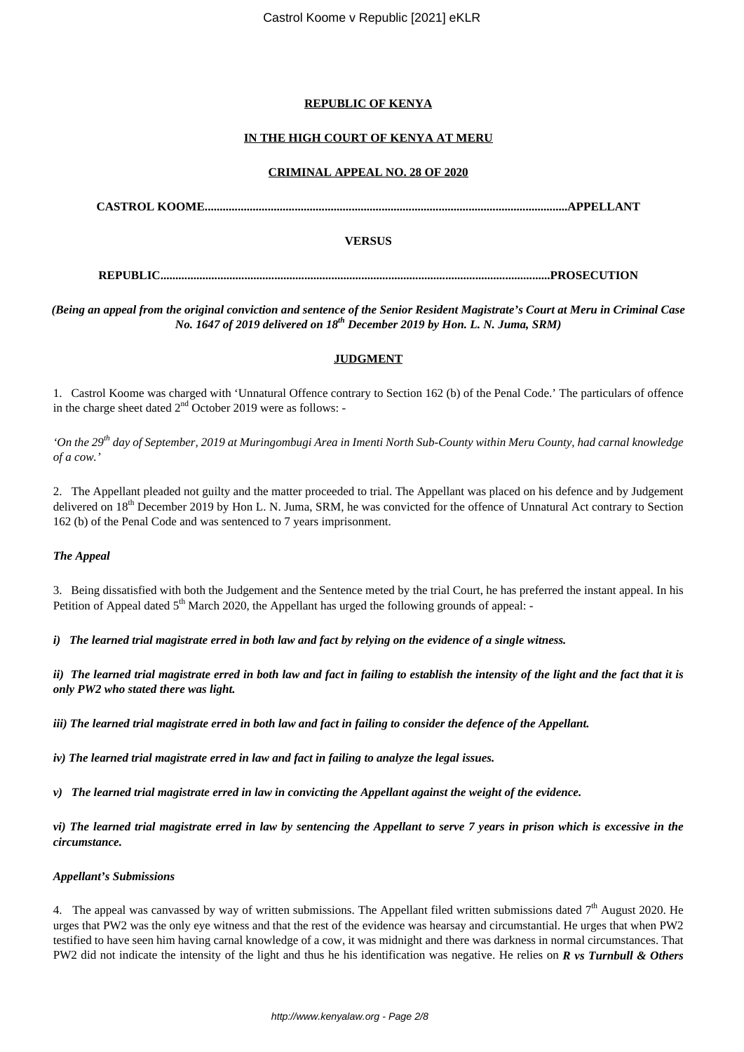**REPUBLIC OF KENYA**

**IN THE HIGH COURT OF KENYA AT MERU**

**CRIMINAL APPEAL NO. 28 OF 2020**

**CASTROL KOOME.........................................................................................................................APPELLANT**

**VERSUS**

**REPUBLIC..................................................................................................................................PROSECUTION**

***(Being an appeal from the original conviction and sentence of the Senior Resident Magistrate's Court at Meru in Criminal Case No. 1647 of 2019 delivered on 18th December 2019 by Hon. L. N. Juma, SRM)***

**JUDGMENT**

1. Castrol Koome was charged with 'Unnatural Offence contrary to Section 162 (b) of the Penal Code.' The particulars of offence in the charge sheet dated 2nd October 2019 were as follows: -

*'On the 29th day of September, 2019 at Muringombugi Area in Imenti North Sub-County within Meru County, had carnal knowledge of a cow.'*

2. The Appellant pleaded not guilty and the matter proceeded to trial. The Appellant was placed on his defence and by Judgement delivered on 18th December 2019 by Hon L. N. Juma, SRM, he was convicted for the offence of Unnatural Act contrary to Section 162 (b) of the Penal Code and was sentenced to 7 years imprisonment.

***The Appeal***

3. Being dissatisfied with both the Judgement and the Sentence meted by the trial Court, he has preferred the instant appeal. In his Petition of Appeal dated 5th March 2020, the Appellant has urged the following grounds of appeal: -

***i) The learned trial magistrate erred in both law and fact by relying on the evidence of a single witness.***

***ii) The learned trial magistrate erred in both law and fact in failing to establish the intensity of the light and the fact that it is only PW2 who stated there was light.***

***iii) The learned trial magistrate erred in both law and fact in failing to consider the defence of the Appellant.***

***iv) The learned trial magistrate erred in law and fact in failing to analyze the legal issues.***

***v) The learned trial magistrate erred in law in convicting the Appellant against the weight of the evidence.***

***vi) The learned trial magistrate erred in law by sentencing the Appellant to serve 7 years in prison which is excessive in the circumstance.***

***Appellant's Submissions***

4. The appeal was canvassed by way of written submissions. The Appellant filed written submissions dated 7th August 2020. He urges that PW2 was the only eye witness and that the rest of the evidence was hearsay and circumstantial. He urges that when PW2 testified to have seen him having carnal knowledge of a cow, it was midnight and there was darkness in normal circumstances. That PW2 did not indicate the intensity of the light and thus he his identification was negative. He relies on ***R vs Turnbull & Others***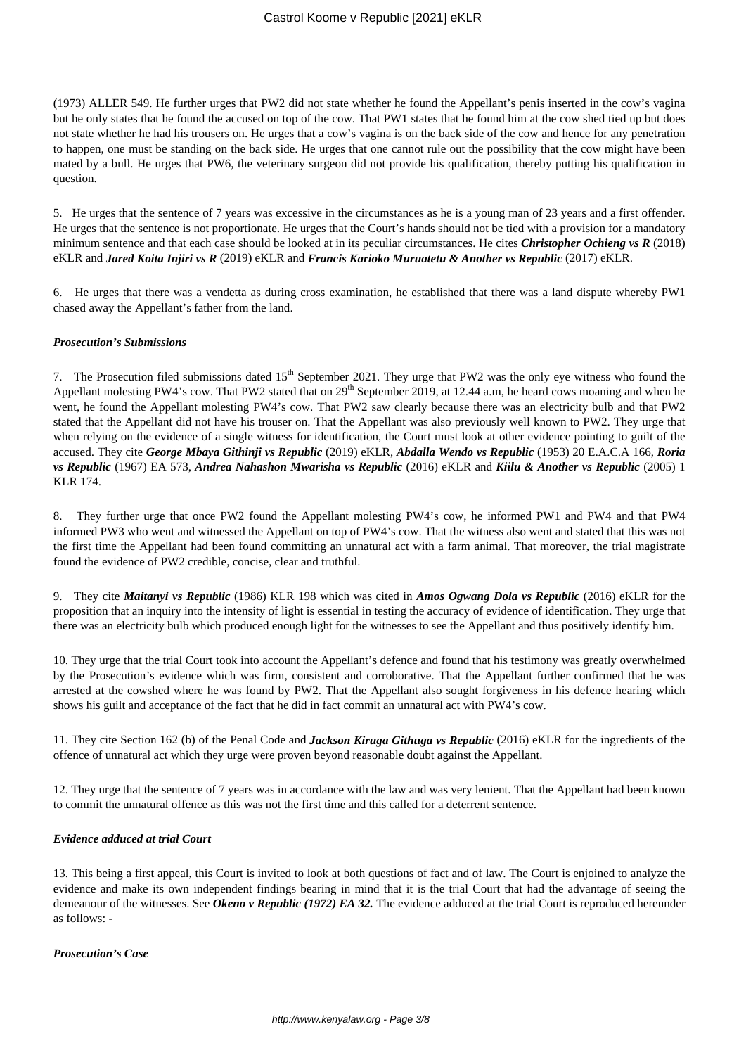(1973) ALLER 549. He further urges that PW2 did not state whether he found the Appellant's penis inserted in the cow's vagina but he only states that he found the accused on top of the cow. That PW1 states that he found him at the cow shed tied up but does not state whether he had his trousers on. He urges that a cow's vagina is on the back side of the cow and hence for any penetration to happen, one must be standing on the back side. He urges that one cannot rule out the possibility that the cow might have been mated by a bull. He urges that PW6, the veterinary surgeon did not provide his qualification, thereby putting his qualification in question.

5. He urges that the sentence of 7 years was excessive in the circumstances as he is a young man of 23 years and a first offender. He urges that the sentence is not proportionate. He urges that the Court's hands should not be tied with a provision for a mandatory minimum sentence and that each case should be looked at in its peculiar circumstances. He cites ***Christopher Ochieng vs R*** (2018) eKLR and ***Jared Koita Injiri vs R*** (2019) eKLR and ***Francis Karioko Muruatetu & Another vs Republic*** (2017) eKLR.

6. He urges that there was a vendetta as during cross examination, he established that there was a land dispute whereby PW1 chased away the Appellant's father from the land.

***Prosecution's Submissions***

7. The Prosecution filed submissions dated 15th September 2021. They urge that PW2 was the only eye witness who found the Appellant molesting PW4's cow. That PW2 stated that on 29th September 2019, at 12.44 a.m, he heard cows moaning and when he went, he found the Appellant molesting PW4's cow. That PW2 saw clearly because there was an electricity bulb and that PW2 stated that the Appellant did not have his trouser on. That the Appellant was also previously well known to PW2. They urge that when relying on the evidence of a single witness for identification, the Court must look at other evidence pointing to guilt of the accused. They cite ***George Mbaya Githinji vs Republic*** (2019) eKLR, ***Abdalla Wendo vs Republic*** (1953) 20 E.A.C.A 166, ***Roria vs Republic*** (1967) EA 573, ***Andrea Nahashon Mwarisha vs Republic*** (2016) eKLR and ***Kiilu & Another vs Republic*** (2005) 1 KLR 174.

8. They further urge that once PW2 found the Appellant molesting PW4's cow, he informed PW1 and PW4 and that PW4 informed PW3 who went and witnessed the Appellant on top of PW4's cow. That the witness also went and stated that this was not the first time the Appellant had been found committing an unnatural act with a farm animal. That moreover, the trial magistrate found the evidence of PW2 credible, concise, clear and truthful.

9. They cite ***Maitanyi vs Republic*** (1986) KLR 198 which was cited in ***Amos Ogwang Dola vs Republic*** (2016) eKLR for the proposition that an inquiry into the intensity of light is essential in testing the accuracy of evidence of identification. They urge that there was an electricity bulb which produced enough light for the witnesses to see the Appellant and thus positively identify him.

10. They urge that the trial Court took into account the Appellant's defence and found that his testimony was greatly overwhelmed by the Prosecution's evidence which was firm, consistent and corroborative. That the Appellant further confirmed that he was arrested at the cowshed where he was found by PW2. That the Appellant also sought forgiveness in his defence hearing which shows his guilt and acceptance of the fact that he did in fact commit an unnatural act with PW4's cow.

11. They cite Section 162 (b) of the Penal Code and ***Jackson Kiruga Githuga vs Republic*** (2016) eKLR for the ingredients of the offence of unnatural act which they urge were proven beyond reasonable doubt against the Appellant.

12. They urge that the sentence of 7 years was in accordance with the law and was very lenient. That the Appellant had been known to commit the unnatural offence as this was not the first time and this called for a deterrent sentence.

***Evidence adduced at trial Court***

13. This being a first appeal, this Court is invited to look at both questions of fact and of law. The Court is enjoined to analyze the evidence and make its own independent findings bearing in mind that it is the trial Court that had the advantage of seeing the demeanour of the witnesses. See ***Okeno v Republic (1972) EA 32.*** The evidence adduced at the trial Court is reproduced hereunder as follows: -

***Prosecution's Case***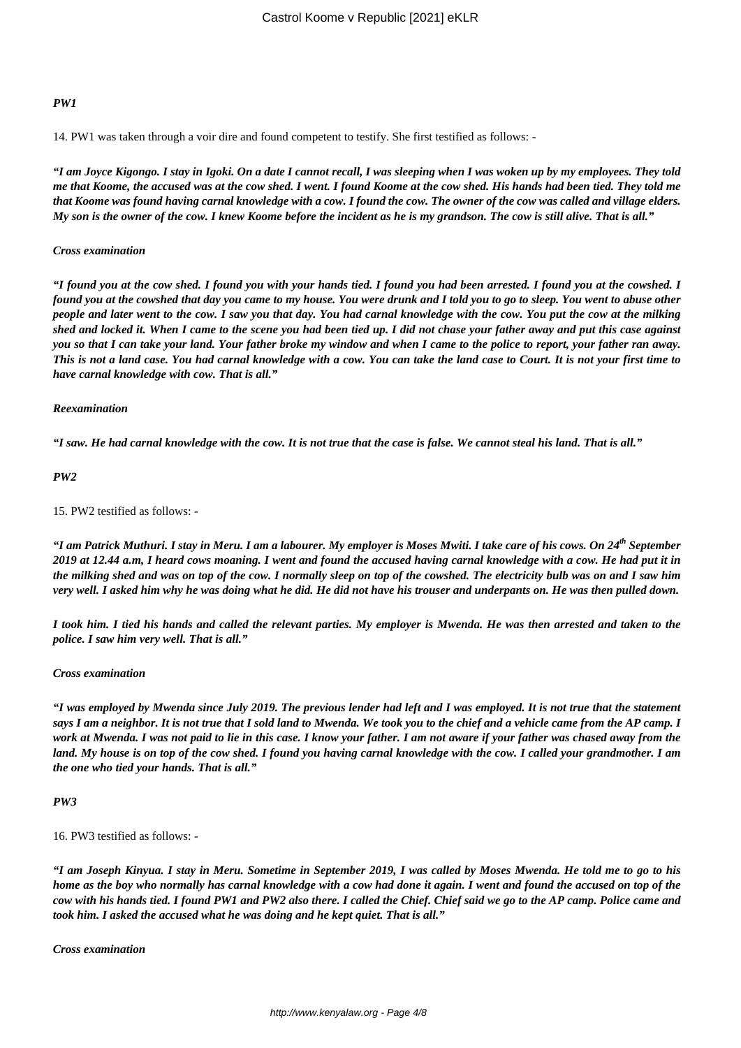***PW1***

14. PW1 was taken through a voir dire and found competent to testify. She first testified as follows: -

***"I am Joyce Kigongo. I stay in Igoki. On a date I cannot recall, I was sleeping when I was woken up by my employees. They told me that Koome, the accused was at the cow shed. I went. I found Koome at the cow shed. His hands had been tied. They told me that Koome was found having carnal knowledge with a cow. I found the cow. The owner of the cow was called and village elders. My son is the owner of the cow. I knew Koome before the incident as he is my grandson. The cow is still alive. That is all."***

***Cross examination***

***"I found you at the cow shed. I found you with your hands tied. I found you had been arrested. I found you at the cowshed. I found you at the cowshed that day you came to my house. You were drunk and I told you to go to sleep. You went to abuse other people and later went to the cow. I saw you that day. You had carnal knowledge with the cow. You put the cow at the milking shed and locked it. When I came to the scene you had been tied up. I did not chase your father away and put this case against you so that I can take your land. Your father broke my window and when I came to the police to report, your father ran away. This is not a land case. You had carnal knowledge with a cow. You can take the land case to Court. It is not your first time to have carnal knowledge with cow. That is all."***

***Reexamination***

***"I saw. He had carnal knowledge with the cow. It is not true that the case is false. We cannot steal his land. That is all."***

***PW2***

15. PW2 testified as follows: -

***"I am Patrick Muthuri. I stay in Meru. I am a labourer. My employer is Moses Mwiti. I take care of his cows. On 24th September 2019 at 12.44 a.m, I heard cows moaning. I went and found the accused having carnal knowledge with a cow. He had put it in the milking shed and was on top of the cow. I normally sleep on top of the cowshed. The electricity bulb was on and I saw him very well. I asked him why he was doing what he did. He did not have his trouser and underpants on. He was then pulled down.***

***I took him. I tied his hands and called the relevant parties. My employer is Mwenda. He was then arrested and taken to the police. I saw him very well. That is all."***

***Cross examination***

***"I was employed by Mwenda since July 2019. The previous lender had left and I was employed. It is not true that the statement says I am a neighbor. It is not true that I sold land to Mwenda. We took you to the chief and a vehicle came from the AP camp. I work at Mwenda. I was not paid to lie in this case. I know your father. I am not aware if your father was chased away from the land. My house is on top of the cow shed. I found you having carnal knowledge with the cow. I called your grandmother. I am the one who tied your hands. That is all."***

***PW3***

16. PW3 testified as follows: -

***"I am Joseph Kinyua. I stay in Meru. Sometime in September 2019, I was called by Moses Mwenda. He told me to go to his home as the boy who normally has carnal knowledge with a cow had done it again. I went and found the accused on top of the cow with his hands tied. I found PW1 and PW2 also there. I called the Chief. Chief said we go to the AP camp. Police came and took him. I asked the accused what he was doing and he kept quiet. That is all."***

***Cross examination***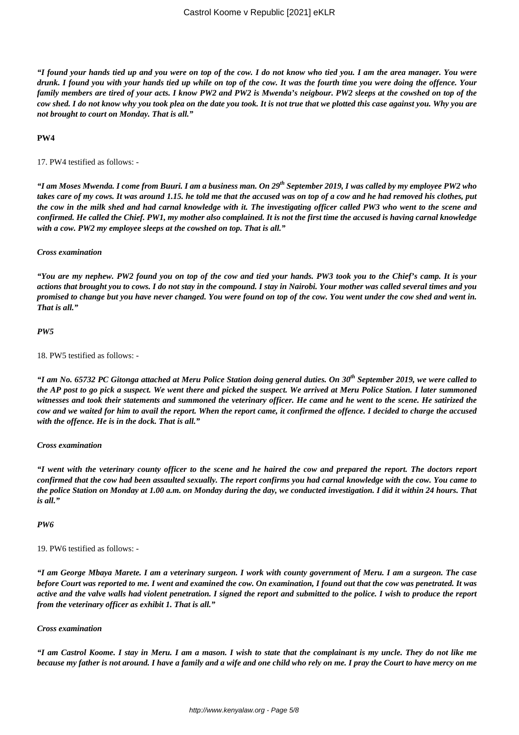***"I found your hands tied up and you were on top of the cow. I do not know who tied you. I am the area manager. You were drunk. I found you with your hands tied up while on top of the cow. It was the fourth time you were doing the offence. Your family members are tired of your acts. I know PW2 and PW2 is Mwenda's neigbour. PW2 sleeps at the cowshed on top of the cow shed. I do not know why you took plea on the date you took. It is not true that we plotted this case against you. Why you are not brought to court on Monday. That is all."***

**PW4**

17. PW4 testified as follows: -

***"I am Moses Mwenda. I come from Buuri. I am a business man. On 29th September 2019, I was called by my employee PW2 who takes care of my cows. It was around 1.15. he told me that the accused was on top of a cow and he had removed his clothes, put the cow in the milk shed and had carnal knowledge with it. The investigating officer called PW3 who went to the scene and confirmed. He called the Chief. PW1, my mother also complained. It is not the first time the accused is having carnal knowledge with a cow. PW2 my employee sleeps at the cowshed on top. That is all."***

***Cross examination***

***"You are my nephew. PW2 found you on top of the cow and tied your hands. PW3 took you to the Chief's camp. It is your actions that brought you to cows. I do not stay in the compound. I stay in Nairobi. Your mother was called several times and you promised to change but you have never changed. You were found on top of the cow. You went under the cow shed and went in. That is all."***

***PW5***

18. PW5 testified as follows: -

***"I am No. 65732 PC Gitonga attached at Meru Police Station doing general duties. On 30th September 2019, we were called to the AP post to go pick a suspect. We went there and picked the suspect. We arrived at Meru Police Station. I later summoned witnesses and took their statements and summoned the veterinary officer. He came and he went to the scene. He satirized the cow and we waited for him to avail the report. When the report came, it confirmed the offence. I decided to charge the accused with the offence. He is in the dock. That is all."***

***Cross examination***

***"I went with the veterinary county officer to the scene and he haired the cow and prepared the report. The doctors report confirmed that the cow had been assaulted sexually. The report confirms you had carnal knowledge with the cow. You came to the police Station on Monday at 1.00 a.m. on Monday during the day, we conducted investigation. I did it within 24 hours. That is all."***

***PW6***

19. PW6 testified as follows: -

***"I am George Mbaya Marete. I am a veterinary surgeon. I work with county government of Meru. I am a surgeon. The case before Court was reported to me. I went and examined the cow. On examination, I found out that the cow was penetrated. It was active and the valve walls had violent penetration. I signed the report and submitted to the police. I wish to produce the report from the veterinary officer as exhibit 1. That is all."***

***Cross examination***

***"I am Castrol Koome. I stay in Meru. I am a mason. I wish to state that the complainant is my uncle. They do not like me because my father is not around. I have a family and a wife and one child who rely on me. I pray the Court to have mercy on me***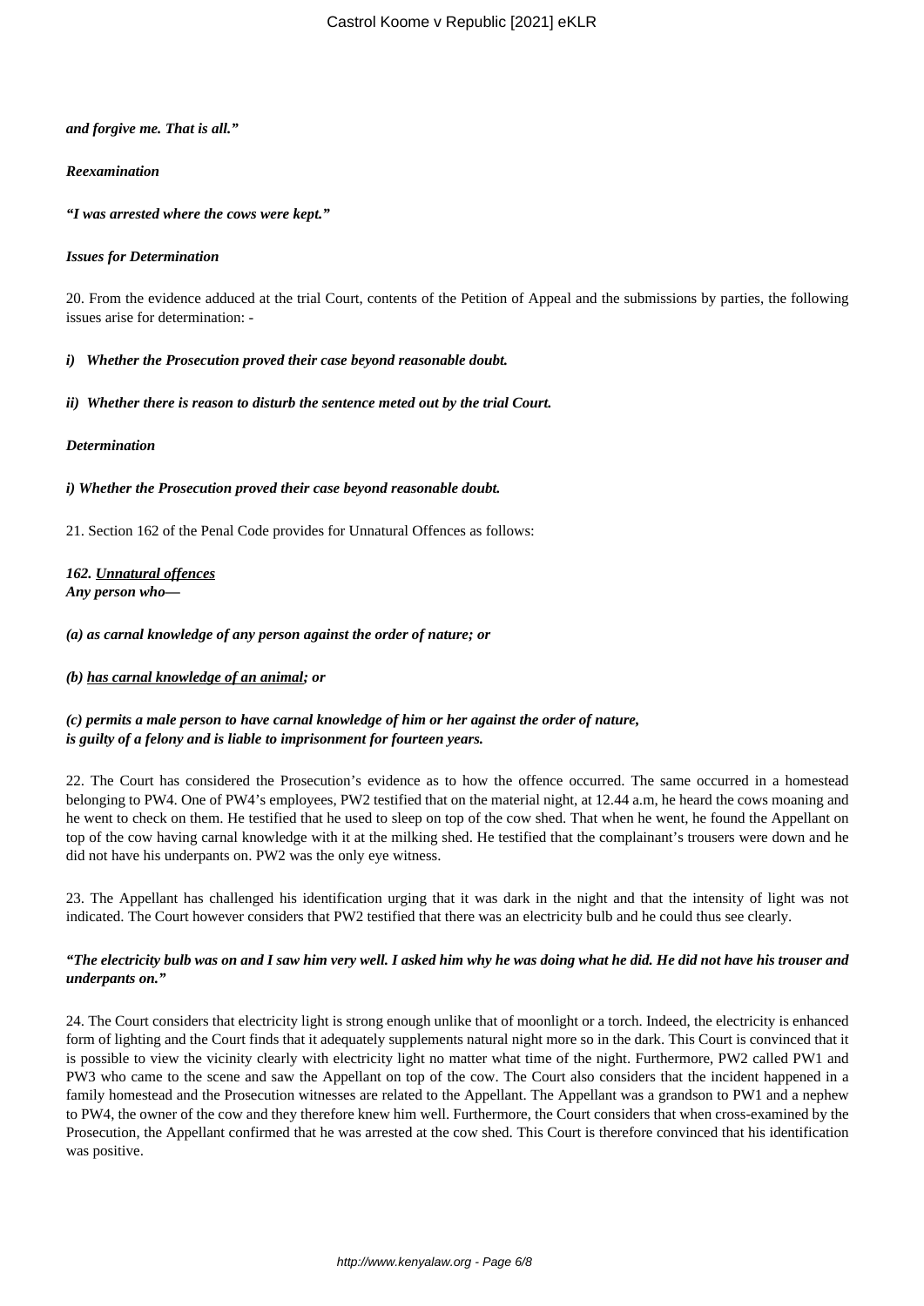***and forgive me. That is all."***

***Reexamination***

***"I was arrested where the cows were kept."***

***Issues for Determination***

20. From the evidence adduced at the trial Court, contents of the Petition of Appeal and the submissions by parties, the following issues arise for determination: -

***i) Whether the Prosecution proved their case beyond reasonable doubt.***

***ii) Whether there is reason to disturb the sentence meted out by the trial Court.***

***Determination***

***i) Whether the Prosecution proved their case beyond reasonable doubt.***

21. Section 162 of the Penal Code provides for Unnatural Offences as follows:

***162. Unnatural offences***
***Any person who—***

***(a) as carnal knowledge of any person against the order of nature; or***

***(b) has carnal knowledge of an animal; or***

***(c) permits a male person to have carnal knowledge of him or her against the order of nature,***
***is guilty of a felony and is liable to imprisonment for fourteen years.***

22. The Court has considered the Prosecution's evidence as to how the offence occurred. The same occurred in a homestead belonging to PW4. One of PW4's employees, PW2 testified that on the material night, at 12.44 a.m, he heard the cows moaning and he went to check on them. He testified that he used to sleep on top of the cow shed. That when he went, he found the Appellant on top of the cow having carnal knowledge with it at the milking shed. He testified that the complainant's trousers were down and he did not have his underpants on. PW2 was the only eye witness.

23. The Appellant has challenged his identification urging that it was dark in the night and that the intensity of light was not indicated. The Court however considers that PW2 testified that there was an electricity bulb and he could thus see clearly.

***"The electricity bulb was on and I saw him very well. I asked him why he was doing what he did. He did not have his trouser and underpants on."***

24. The Court considers that electricity light is strong enough unlike that of moonlight or a torch. Indeed, the electricity is enhanced form of lighting and the Court finds that it adequately supplements natural night more so in the dark. This Court is convinced that it is possible to view the vicinity clearly with electricity light no matter what time of the night. Furthermore, PW2 called PW1 and PW3 who came to the scene and saw the Appellant on top of the cow. The Court also considers that the incident happened in a family homestead and the Prosecution witnesses are related to the Appellant. The Appellant was a grandson to PW1 and a nephew to PW4, the owner of the cow and they therefore knew him well. Furthermore, the Court considers that when cross-examined by the Prosecution, the Appellant confirmed that he was arrested at the cow shed. This Court is therefore convinced that his identification was positive.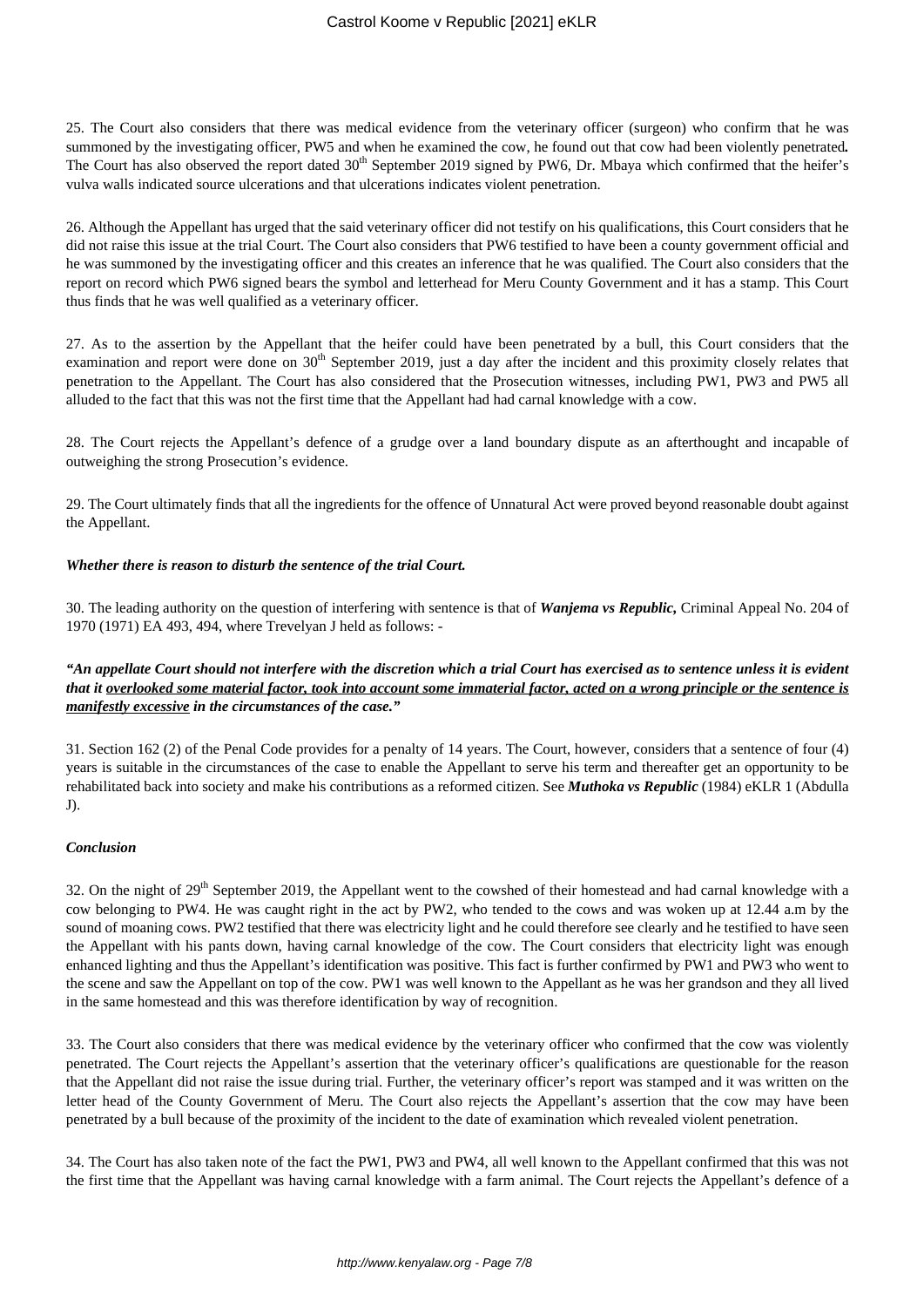25. The Court also considers that there was medical evidence from the veterinary officer (surgeon) who confirm that he was summoned by the investigating officer, PW5 and when he examined the cow, he found out that cow had been violently penetrated**.** The Court has also observed the report dated 30th September 2019 signed by PW6, Dr. Mbaya which confirmed that the heifer's vulva walls indicated source ulcerations and that ulcerations indicates violent penetration.

26. Although the Appellant has urged that the said veterinary officer did not testify on his qualifications, this Court considers that he did not raise this issue at the trial Court. The Court also considers that PW6 testified to have been a county government official and he was summoned by the investigating officer and this creates an inference that he was qualified. The Court also considers that the report on record which PW6 signed bears the symbol and letterhead for Meru County Government and it has a stamp. This Court thus finds that he was well qualified as a veterinary officer.

27. As to the assertion by the Appellant that the heifer could have been penetrated by a bull, this Court considers that the examination and report were done on 30th September 2019, just a day after the incident and this proximity closely relates that penetration to the Appellant. The Court has also considered that the Prosecution witnesses, including PW1, PW3 and PW5 all alluded to the fact that this was not the first time that the Appellant had had carnal knowledge with a cow.

28. The Court rejects the Appellant's defence of a grudge over a land boundary dispute as an afterthought and incapable of outweighing the strong Prosecution's evidence.

29. The Court ultimately finds that all the ingredients for the offence of Unnatural Act were proved beyond reasonable doubt against the Appellant.

***Whether there is reason to disturb the sentence of the trial Court.***

30. The leading authority on the question of interfering with sentence is that of ***Wanjema vs Republic,*** Criminal Appeal No. 204 of 1970 (1971) EA 493, 494, where Trevelyan J held as follows: -

***"An appellate Court should not interfere with the discretion which a trial Court has exercised as to sentence unless it is evident that it <u>overlooked some material factor, took into account some immaterial factor, acted on a wrong principle or the sentence is manifestly excessive</u> in the circumstances of the case."***

31. Section 162 (2) of the Penal Code provides for a penalty of 14 years. The Court, however, considers that a sentence of four (4) years is suitable in the circumstances of the case to enable the Appellant to serve his term and thereafter get an opportunity to be rehabilitated back into society and make his contributions as a reformed citizen. See ***Muthoka vs Republic*** (1984) eKLR 1 (Abdulla J).

***Conclusion***

32. On the night of 29th September 2019, the Appellant went to the cowshed of their homestead and had carnal knowledge with a cow belonging to PW4. He was caught right in the act by PW2, who tended to the cows and was woken up at 12.44 a.m by the sound of moaning cows. PW2 testified that there was electricity light and he could therefore see clearly and he testified to have seen the Appellant with his pants down, having carnal knowledge of the cow. The Court considers that electricity light was enough enhanced lighting and thus the Appellant's identification was positive. This fact is further confirmed by PW1 and PW3 who went to the scene and saw the Appellant on top of the cow. PW1 was well known to the Appellant as he was her grandson and they all lived in the same homestead and this was therefore identification by way of recognition.

33. The Court also considers that there was medical evidence by the veterinary officer who confirmed that the cow was violently penetrated. The Court rejects the Appellant's assertion that the veterinary officer's qualifications are questionable for the reason that the Appellant did not raise the issue during trial. Further, the veterinary officer's report was stamped and it was written on the letter head of the County Government of Meru. The Court also rejects the Appellant's assertion that the cow may have been penetrated by a bull because of the proximity of the incident to the date of examination which revealed violent penetration.

34. The Court has also taken note of the fact the PW1, PW3 and PW4, all well known to the Appellant confirmed that this was not the first time that the Appellant was having carnal knowledge with a farm animal. The Court rejects the Appellant's defence of a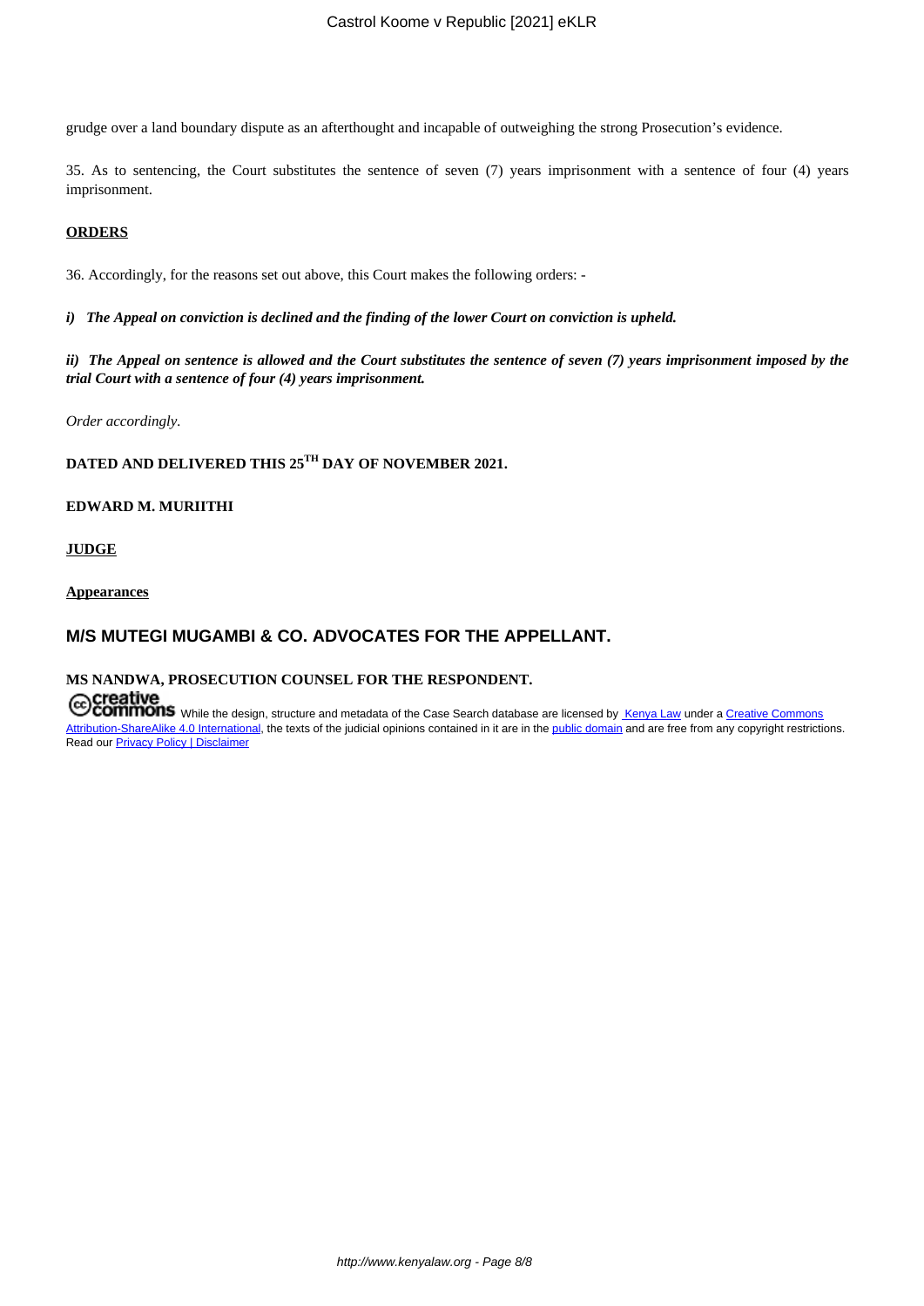grudge over a land boundary dispute as an afterthought and incapable of outweighing the strong Prosecution's evidence.

35. As to sentencing, the Court substitutes the sentence of seven (7) years imprisonment with a sentence of four (4) years imprisonment.

**ORDERS**

36. Accordingly, for the reasons set out above, this Court makes the following orders: -

***i) The Appeal on conviction is declined and the finding of the lower Court on conviction is upheld.***

***ii) The Appeal on sentence is allowed and the Court substitutes the sentence of seven (7) years imprisonment imposed by the trial Court with a sentence of four (4) years imprisonment.***

*Order accordingly.*

**DATED AND DELIVERED THIS 25TH DAY OF NOVEMBER 2021.**

**EDWARD M. MURIITHI**

**JUDGE**

**Appearances**

**M/S MUTEGI MUGAMBI & CO. ADVOCATES FOR THE APPELLANT.**

**MS NANDWA, PROSECUTION COUNSEL FOR THE RESPONDENT.**

creative commons While the design, structure and metadata of the Case Search database are licensed by Kenya Law under a Creative Commons Attribution-ShareAlike 4.0 International, the texts of the judicial opinions contained in it are in the public domain and are free from any copyright restrictions. Read our Privacy Policy | Disclaimer